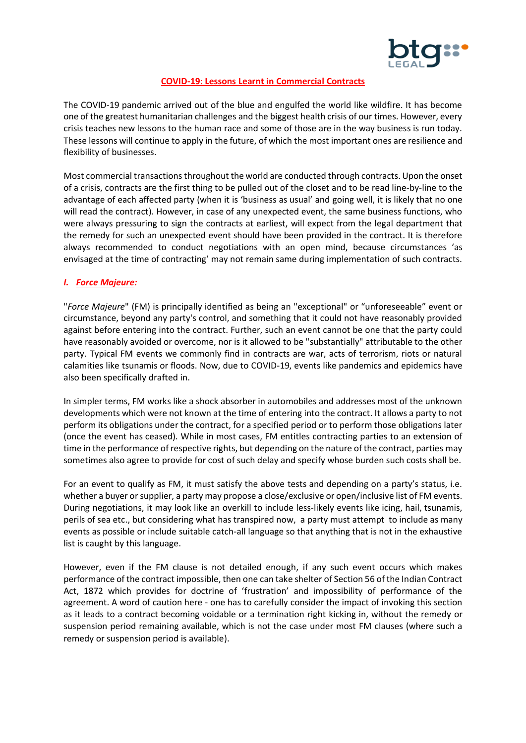# COVID-19: Lessons Learnt in Commercial Contracts

The COVID-19 pandemic arrived out of the blue and engulfed the world like wildfire. It has become one of the greatest humanitarian challenges and the biggest health crisis of our times. However, every crisis teaches new lessons to the human race and some of those are in the way business is run today. These lessons will continue to apply in the future, of which the most important ones are resilience and flexibility of businesses.

Most commercial transactions throughout the world are conducted through contracts. Upon the onset of a crisis, contracts are the first thing to be pulled out of the closet and to be read line-by-line to the advantage of each affected party (when it is 'business as usual' and going well, it is likely that no one will read the contract). However, in case of any unexpected event, the same business functions, who were always pressuring to sign the contracts at earliest, will expect from the legal department that the remedy for such an unexpected event should have been provided in the contract. It is therefore always recommended to conduct negotiations with an open mind, because circumstances 'as envisaged at the time of contracting' may not remain same during implementation of such contracts.

## *I. Force Majeure:*

"*Force Majeure*" (FM) is principally identified as being an "exceptional" or "unforeseeable" event or circumstance, beyond any party's control, and something that it could not have reasonably provided against before entering into the contract. Further, such an event cannot be one that the party could have reasonably avoided or overcome, nor is it allowed to be "substantially" attributable to the other party. Typical FM events we commonly find in contracts are war, acts of terrorism, riots or natural calamities like tsunamis or floods. Now, due to COVID-19, events like pandemics and epidemics have also been specifically drafted in.

In simpler terms, FM works like a shock absorber in automobiles and addresses most of the unknown developments which were not known at the time of entering into the contract. It allows a party to not perform its obligations under the contract, for a specified period or to perform those obligations later (once the event has ceased). While in most cases, FM entitles contracting parties to an extension of time in the performance of respective rights, but depending on the nature of the contract, parties may sometimes also agree to provide for cost of such delay and specify whose burden such costs shall be.

For an event to qualify as FM, it must satisfy the above tests and depending on a party's status, i.e. whether a buyer or supplier, a party may propose a close/exclusive or open/inclusive list of FM events. During negotiations, it may look like an overkill to include less-likely events like icing, hail, tsunamis, perils of sea etc., but considering what has transpired now, a party must attempt to include as many events as possible or include suitable catch-all language so that anything that is not in the exhaustive list is caught by this language.

However, even if the FM clause is not detailed enough, if any such event occurs which makes performance of the contract impossible, then one can take shelter of Section 56 of the Indian Contract Act, 1872 which provides for doctrine of 'frustration' and impossibility of performance of the agreement. A word of caution here - one has to carefully consider the impact of invoking this section as it leads to a contract becoming voidable or a termination right kicking in, without the remedy or suspension period remaining available, which is not the case under most FM clauses (where such a remedy or suspension period is available).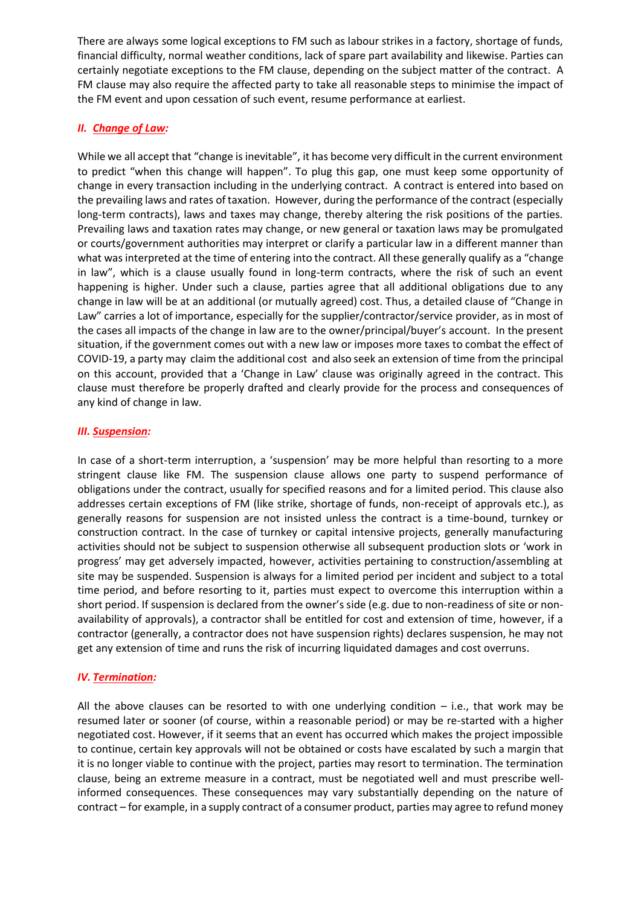There are always some logical exceptions to FM such as labour strikes in a factory, shortage of funds, financial difficulty, normal weather conditions, lack of spare part availability and likewise. Parties can certainly negotiate exceptions to the FM clause, depending on the subject matter of the contract. A FM clause may also require the affected party to take all reasonable steps to minimise the impact of the FM event and upon cessation of such event, resume performance at earliest.

### *II. Change of Law:*

While we all accept that "change is inevitable", it has become very difficult in the current environment to predict "when this change will happen". To plug this gap, one must keep some opportunity of change in every transaction including in the underlying contract. A contract is entered into based on the prevailing laws and rates of taxation. However, during the performance of the contract (especially long-term contracts), laws and taxes may change, thereby altering the risk positions of the parties. Prevailing laws and taxation rates may change, or new general or taxation laws may be promulgated or courts/government authorities may interpret or clarify a particular law in a different manner than what was interpreted at the time of entering into the contract. All these generally qualify as a "change in law", which is a clause usually found in long-term contracts, where the risk of such an event happening is higher. Under such a clause, parties agree that all additional obligations due to any change in law will be at an additional (or mutually agreed) cost. Thus, a detailed clause of "Change in Law" carries a lot of importance, especially for the supplier/contractor/service provider, as in most of the cases all impacts of the change in law are to the owner/principal/buyer's account. In the present situation, if the government comes out with a new law or imposes more taxes to combat the effect of COVID-19, a party may claim the additional cost and also seek an extension of time from the principal on this account, provided that a 'Change in Law' clause was originally agreed in the contract. This clause must therefore be properly drafted and clearly provide for the process and consequences of any kind of change in law.

### *III. Suspension:*

In case of a short-term interruption, a 'suspension' may be more helpful than resorting to a more stringent clause like FM. The suspension clause allows one party to suspend performance of obligations under the contract, usually for specified reasons and for a limited period. This clause also addresses certain exceptions of FM (like strike, shortage of funds, non-receipt of approvals etc.), as generally reasons for suspension are not insisted unless the contract is a time-bound, turnkey or construction contract. In the case of turnkey or capital intensive projects, generally manufacturing activities should not be subject to suspension otherwise all subsequent production slots or 'work in progress' may get adversely impacted, however, activities pertaining to construction/assembling at site may be suspended. Suspension is always for a limited period per incident and subject to a total time period, and before resorting to it, parties must expect to overcome this interruption within a short period. If suspension is declared from the owner's side (e.g. due to non-readiness of site or non-availability of approvals), a contractor shall be entitled for cost and extension of time, however, if a contractor (generally, a contractor does not have suspension rights) declares suspension, he may not get any extension of time and runs the risk of incurring liquidated damages and cost overruns.

### *IV. Termination:*

All the above clauses can be resorted to with one underlying condition – i.e., that work may be resumed later or sooner (of course, within a reasonable period) or may be re-started with a higher negotiated cost. However, if it seems that an event has occurred which makes the project impossible to continue, certain key approvals will not be obtained or costs have escalated by such a margin that it is no longer viable to continue with the project, parties may resort to termination. The termination clause, being an extreme measure in a contract, must be negotiated well and must prescribe well-informed consequences. These consequences may vary substantially depending on the nature of contract – for example, in a supply contract of a consumer product, parties may agree to refund money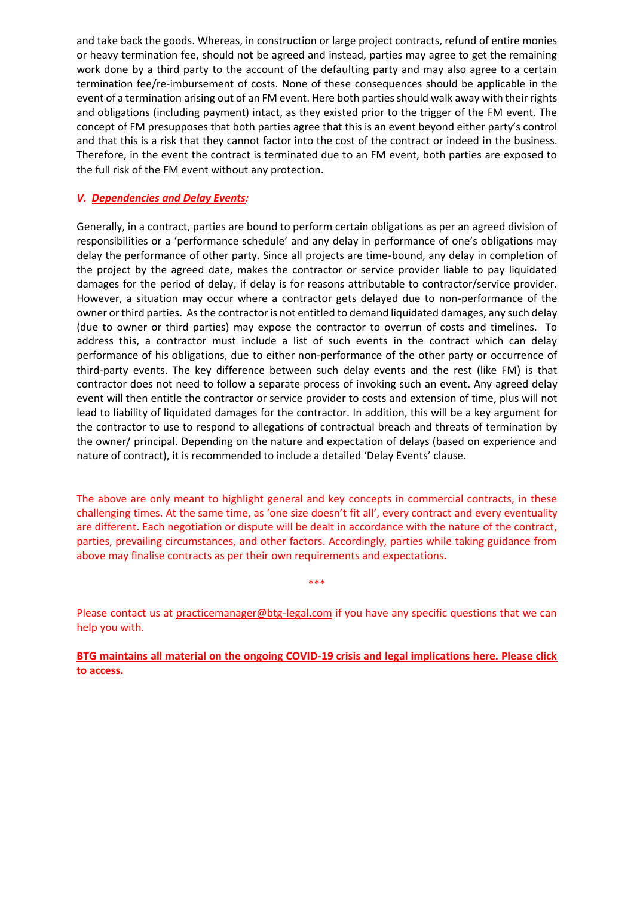and take back the goods. Whereas, in construction or large project contracts, refund of entire monies or heavy termination fee, should not be agreed and instead, parties may agree to get the remaining work done by a third party to the account of the defaulting party and may also agree to a certain termination fee/re-imbursement of costs. None of these consequences should be applicable in the event of a termination arising out of an FM event. Here both parties should walk away with their rights and obligations (including payment) intact, as they existed prior to the trigger of the FM event. The concept of FM presupposes that both parties agree that this is an event beyond either party's control and that this is a risk that they cannot factor into the cost of the contract or indeed in the business. Therefore, in the event the contract is terminated due to an FM event, both parties are exposed to the full risk of the FM event without any protection.

### ***V. Dependencies and Delay Events:***

Generally, in a contract, parties are bound to perform certain obligations as per an agreed division of responsibilities or a 'performance schedule' and any delay in performance of one's obligations may delay the performance of other party. Since all projects are time-bound, any delay in completion of the project by the agreed date, makes the contractor or service provider liable to pay liquidated damages for the period of delay, if delay is for reasons attributable to contractor/service provider. However, a situation may occur where a contractor gets delayed due to non-performance of the owner or third parties. As the contractor is not entitled to demand liquidated damages, any such delay (due to owner or third parties) may expose the contractor to overrun of costs and timelines. To address this, a contractor must include a list of such events in the contract which can delay performance of his obligations, due to either non-performance of the other party or occurrence of third-party events. The key difference between such delay events and the rest (like FM) is that contractor does not need to follow a separate process of invoking such an event. Any agreed delay event will then entitle the contractor or service provider to costs and extension of time, plus will not lead to liability of liquidated damages for the contractor. In addition, this will be a key argument for the contractor to use to respond to allegations of contractual breach and threats of termination by the owner/ principal. Depending on the nature and expectation of delays (based on experience and nature of contract), it is recommended to include a detailed 'Delay Events' clause.

The above are only meant to highlight general and key concepts in commercial contracts, in these challenging times. At the same time, as 'one size doesn't fit all', every contract and every eventuality are different. Each negotiation or dispute will be dealt in accordance with the nature of the contract, parties, prevailing circumstances, and other factors. Accordingly, parties while taking guidance from above may finalise contracts as per their own requirements and expectations.

***

Please contact us at practicemanager@btg-legal.com if you have any specific questions that we can help you with.

**BTG maintains all material on the ongoing COVID-19 crisis and legal implications here. Please click to access.**